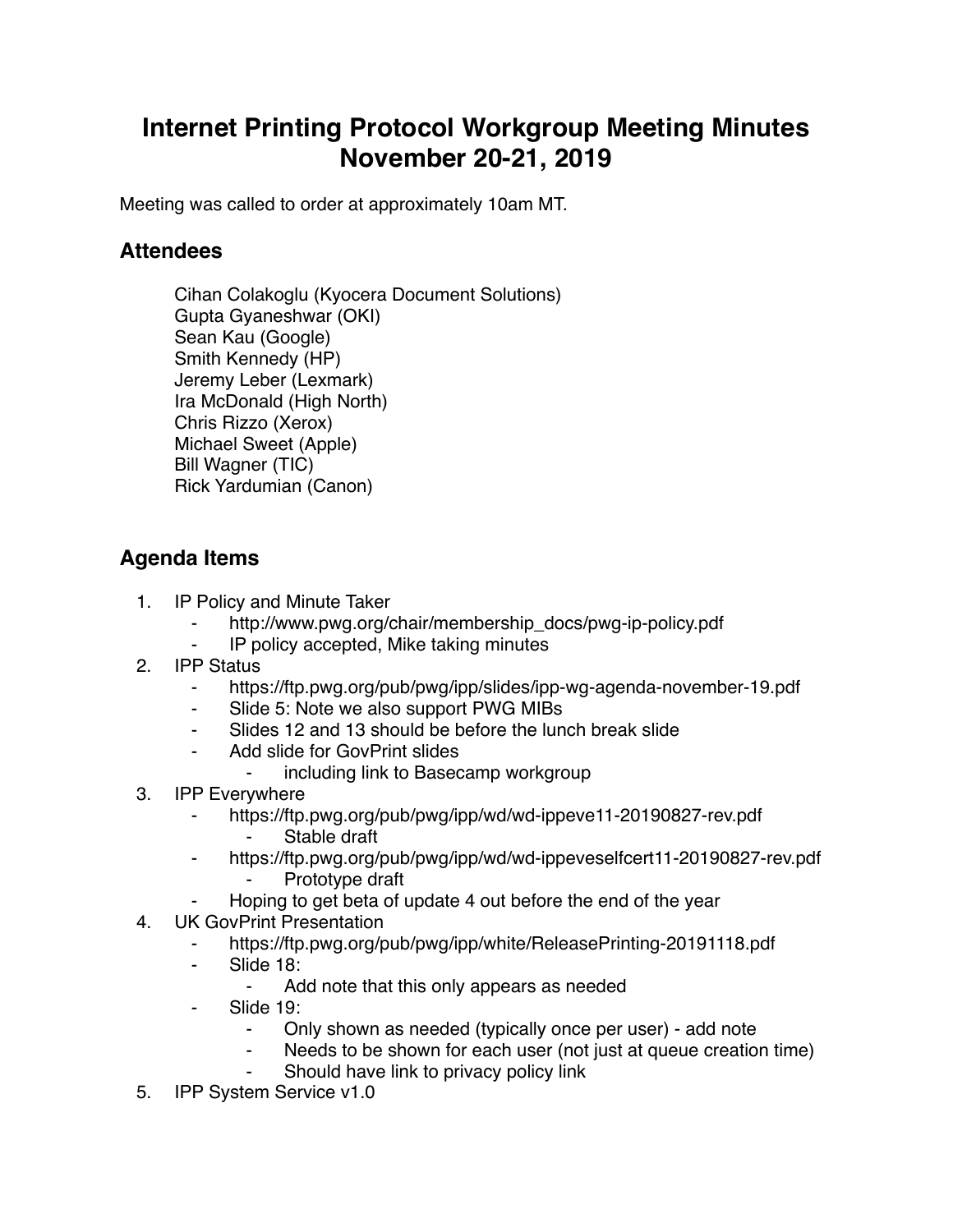# Internet Printing Protocol Workgroup Meeting Minutes
# November 20-21, 2019

Meeting was called to order at approximately 10am MT.

## Attendees

Cihan Colakoglu (Kyocera Document Solutions)
Gupta Gyaneshwar (OKI)
Sean Kau (Google)
Smith Kennedy (HP)
Jeremy Leber (Lexmark)
Ira McDonald (High North)
Chris Rizzo (Xerox)
Michael Sweet (Apple)
Bill Wagner (TIC)
Rick Yardumian (Canon)

## Agenda Items

1. IP Policy and Minute Taker
    - http://www.pwg.org/chair/membership_docs/pwg-ip-policy.pdf
    - IP policy accepted, Mike taking minutes
2. IPP Status
    - https://ftp.pwg.org/pub/pwg/ipp/slides/ipp-wg-agenda-november-19.pdf
    - Slide 5: Note we also support PWG MIBs
    - Slides 12 and 13 should be before the lunch break slide
    - Add slide for GovPrint slides
        - including link to Basecamp workgroup
3. IPP Everywhere
    - https://ftp.pwg.org/pub/pwg/ipp/wd/wd-ippeve11-20190827-rev.pdf
        - Stable draft
    - https://ftp.pwg.org/pub/pwg/ipp/wd/wd-ippeveselfcert11-20190827-rev.pdf
        - Prototype draft
    - Hoping to get beta of update 4 out before the end of the year
4. UK GovPrint Presentation
    - https://ftp.pwg.org/pub/pwg/ipp/white/ReleasePrinting-20191118.pdf
    - Slide 18:
        - Add note that this only appears as needed
    - Slide 19:
        - Only shown as needed (typically once per user) - add note
        - Needs to be shown for each user (not just at queue creation time)
        - Should have link to privacy policy link
5. IPP System Service v1.0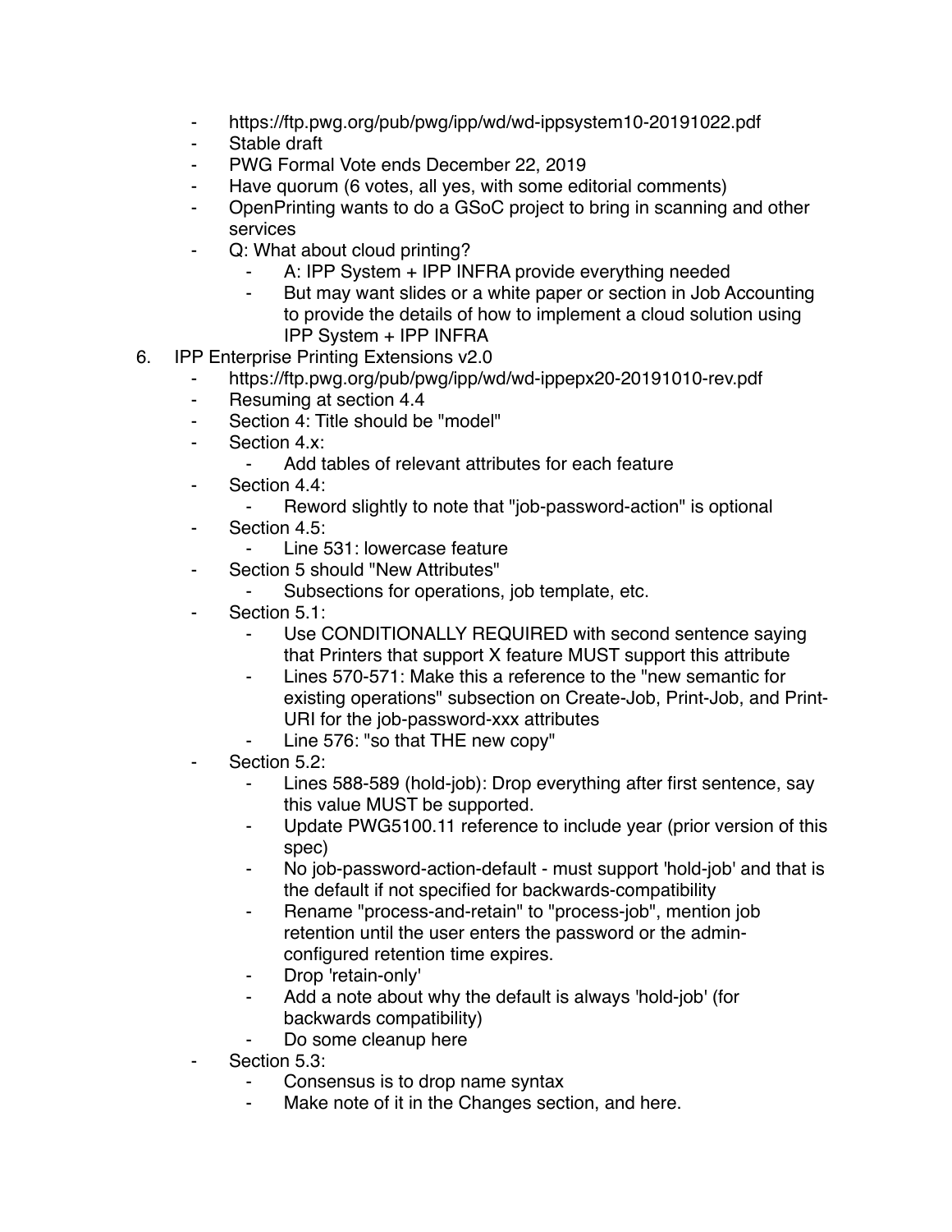- https://ftp.pwg.org/pub/pwg/ipp/wd/wd-ippsystem10-20191022.pdf
- Stable draft
- PWG Formal Vote ends December 22, 2019
- Have quorum (6 votes, all yes, with some editorial comments)
- OpenPrinting wants to do a GSoC project to bring in scanning and other services
- Q: What about cloud printing?
    - A: IPP System + IPP INFRA provide everything needed
    - But may want slides or a white paper or section in Job Accounting to provide the details of how to implement a cloud solution using IPP System + IPP INFRA

6. IPP Enterprise Printing Extensions v2.0
    - https://ftp.pwg.org/pub/pwg/ipp/wd/wd-ippepx20-20191010-rev.pdf
    - Resuming at section 4.4
    - Section 4: Title should be "model"
    - Section 4.x:
        - Add tables of relevant attributes for each feature
    - Section 4.4:
        - Reword slightly to note that "job-password-action" is optional
    - Section 4.5:
        - Line 531: lowercase feature
    - Section 5 should "New Attributes"
        - Subsections for operations, job template, etc.
    - Section 5.1:
        - Use CONDITIONALLY REQUIRED with second sentence saying that Printers that support X feature MUST support this attribute
        - Lines 570-571: Make this a reference to the "new semantic for existing operations" subsection on Create-Job, Print-Job, and Print-URI for the job-password-xxx attributes
        - Line 576: "so that THE new copy"
    - Section 5.2:
        - Lines 588-589 (hold-job): Drop everything after first sentence, say this value MUST be supported.
        - Update PWG5100.11 reference to include year (prior version of this spec)
        - No job-password-action-default - must support 'hold-job' and that is the default if not specified for backwards-compatibility
        - Rename "process-and-retain" to "process-job", mention job retention until the user enters the password or the admin-configured retention time expires.
        - Drop 'retain-only'
        - Add a note about why the default is always 'hold-job' (for backwards compatibility)
        - Do some cleanup here
    - Section 5.3:
        - Consensus is to drop name syntax
        - Make note of it in the Changes section, and here.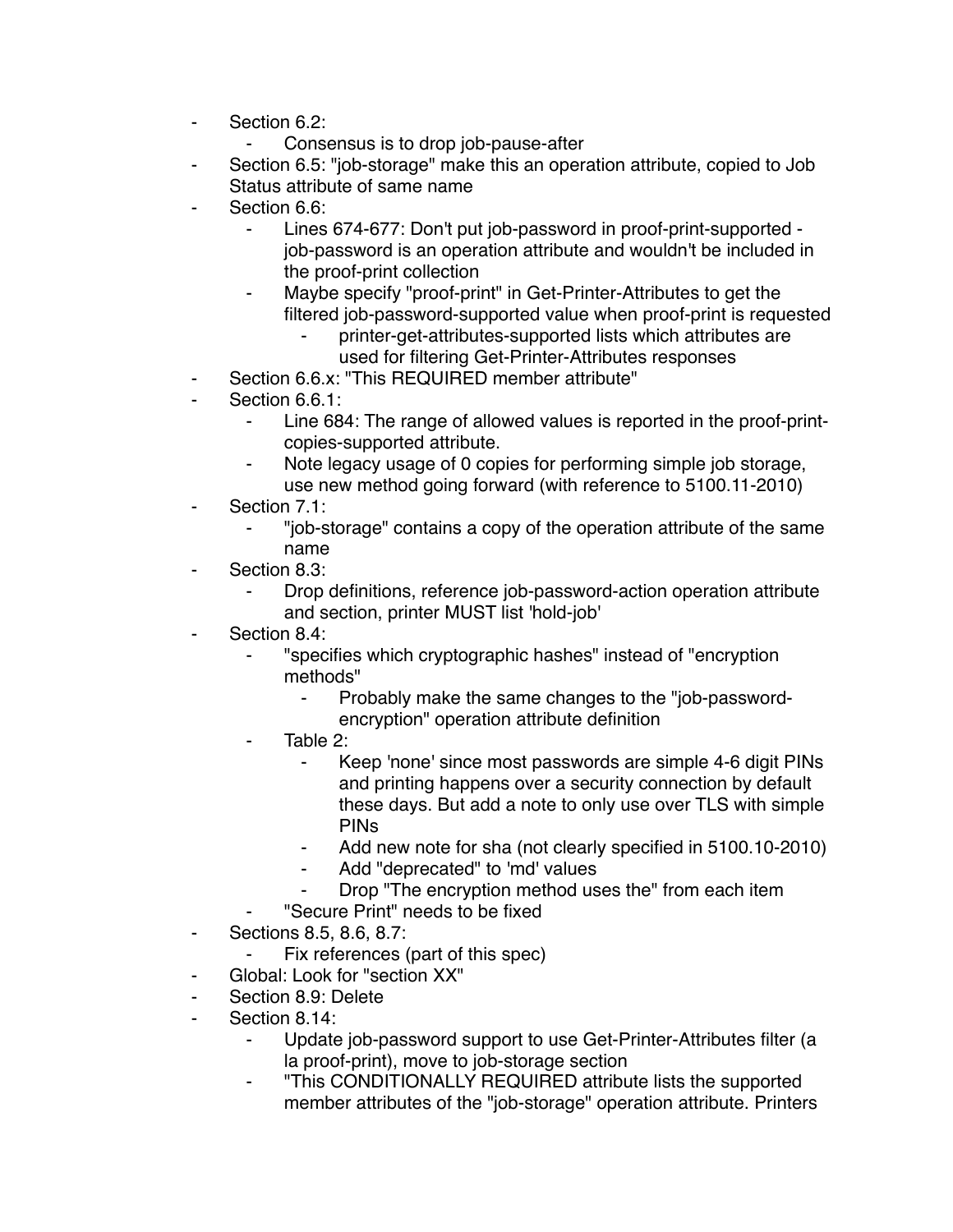- Section 6.2:
    - Consensus is to drop job-pause-after
- Section 6.5: "job-storage" make this an operation attribute, copied to Job Status attribute of same name
- Section 6.6:
    - Lines 674-677: Don't put job-password in proof-print-supported - job-password is an operation attribute and wouldn't be included in the proof-print collection
    - Maybe specify "proof-print" in Get-Printer-Attributes to get the filtered job-password-supported value when proof-print is requested
        - printer-get-attributes-supported lists which attributes are used for filtering Get-Printer-Attributes responses
- Section 6.6.x: "This REQUIRED member attribute"
- Section 6.6.1:
    - Line 684: The range of allowed values is reported in the proof-print-copies-supported attribute.
    - Note legacy usage of 0 copies for performing simple job storage, use new method going forward (with reference to 5100.11-2010)
- Section 7.1:
    - "job-storage" contains a copy of the operation attribute of the same name
- Section 8.3:
    - Drop definitions, reference job-password-action operation attribute and section, printer MUST list 'hold-job'
- Section 8.4:
    - "specifies which cryptographic hashes" instead of "encryption methods"
        - Probably make the same changes to the "job-password-encryption" operation attribute definition
    - Table 2:
        - Keep 'none' since most passwords are simple 4-6 digit PINs and printing happens over a security connection by default these days. But add a note to only use over TLS with simple PINs
        - Add new note for sha (not clearly specified in 5100.10-2010)
        - Add "deprecated" to 'md' values
        - Drop "The encryption method uses the" from each item
    - "Secure Print" needs to be fixed
- Sections 8.5, 8.6, 8.7:
    - Fix references (part of this spec)
- Global: Look for "section XX"
- Section 8.9: Delete
- Section 8.14:
    - Update job-password support to use Get-Printer-Attributes filter (a la proof-print), move to job-storage section
    - "This CONDITIONALLY REQUIRED attribute lists the supported member attributes of the "job-storage" operation attribute. Printers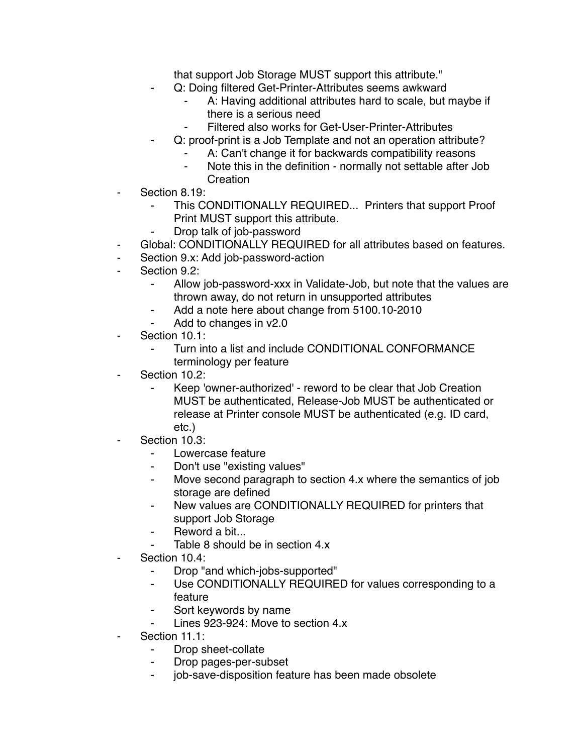that support Job Storage MUST support this attribute."
    - Q: Doing filtered Get-Printer-Attributes seems awkward
        - A: Having additional attributes hard to scale, but maybe if there is a serious need
        - Filtered also works for Get-User-Printer-Attributes
    - Q: proof-print is a Job Template and not an operation attribute?
        - A: Can't change it for backwards compatibility reasons
        - Note this in the definition - normally not settable after Job Creation
- Section 8.19:
    - This CONDITIONALLY REQUIRED... Printers that support Proof Print MUST support this attribute.
    - Drop talk of job-password
- Global: CONDITIONALLY REQUIRED for all attributes based on features.
- Section 9.x: Add job-password-action
- Section 9.2:
    - Allow job-password-xxx in Validate-Job, but note that the values are thrown away, do not return in unsupported attributes
    - Add a note here about change from 5100.10-2010
    - Add to changes in v2.0
- Section 10.1:
    - Turn into a list and include CONDITIONAL CONFORMANCE terminology per feature
- Section 10.2:
    - Keep 'owner-authorized' - reword to be clear that Job Creation MUST be authenticated, Release-Job MUST be authenticated or release at Printer console MUST be authenticated (e.g. ID card, etc.)
- Section 10.3:
    - Lowercase feature
    - Don't use "existing values"
    - Move second paragraph to section 4.x where the semantics of job storage are defined
    - New values are CONDITIONALLY REQUIRED for printers that support Job Storage
    - Reword a bit...
    - Table 8 should be in section 4.x
- Section 10.4:
    - Drop "and which-jobs-supported"
    - Use CONDITIONALLY REQUIRED for values corresponding to a feature
    - Sort keywords by name
    - Lines 923-924: Move to section 4.x
- Section 11.1:
    - Drop sheet-collate
    - Drop pages-per-subset
    - job-save-disposition feature has been made obsolete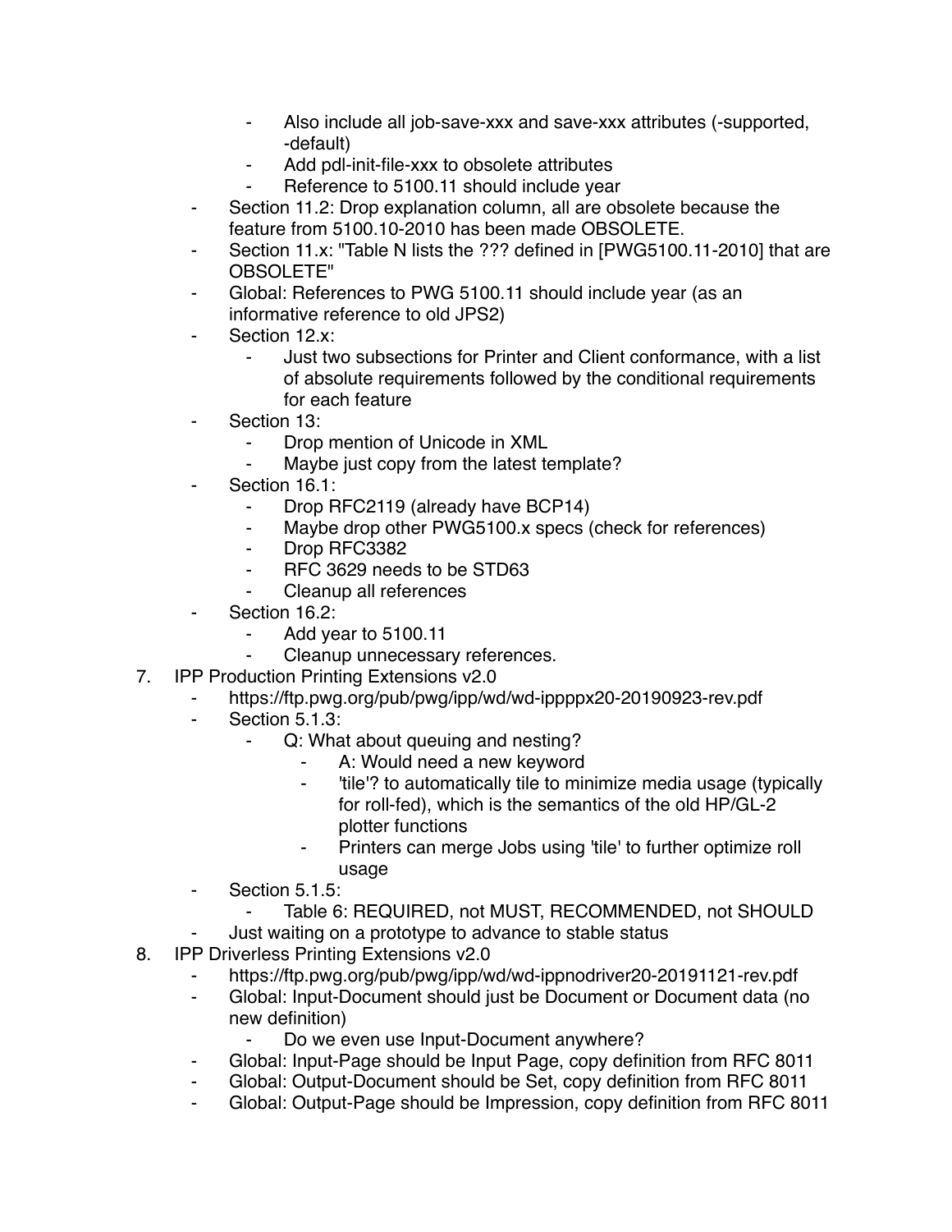- Also include all job-save-xxx and save-xxx attributes (-supported, -default)
        - Add pdl-init-file-xxx to obsolete attributes
        - Reference to 5100.11 should include year
    - Section 11.2: Drop explanation column, all are obsolete because the feature from 5100.10-2010 has been made OBSOLETE.
    - Section 11.x: "Table N lists the ??? defined in [PWG5100.11-2010] that are OBSOLETE"
    - Global: References to PWG 5100.11 should include year (as an informative reference to old JPS2)
    - Section 12.x:
        - Just two subsections for Printer and Client conformance, with a list of absolute requirements followed by the conditional requirements for each feature
    - Section 13:
        - Drop mention of Unicode in XML
        - Maybe just copy from the latest template?
    - Section 16.1:
        - Drop RFC2119 (already have BCP14)
        - Maybe drop other PWG5100.x specs (check for references)
        - Drop RFC3382
        - RFC 3629 needs to be STD63
        - Cleanup all references
    - Section 16.2:
        - Add year to 5100.11
        - Cleanup unnecessary references.

7. IPP Production Printing Extensions v2.0
    - https://ftp.pwg.org/pub/pwg/ipp/wd/wd-ippppx20-20190923-rev.pdf
    - Section 5.1.3:
        - Q: What about queuing and nesting?
            - A: Would need a new keyword
            - 'tile'? to automatically tile to minimize media usage (typically for roll-fed), which is the semantics of the old HP/GL-2 plotter functions
            - Printers can merge Jobs using 'tile' to further optimize roll usage
    - Section 5.1.5:
        - Table 6: REQUIRED, not MUST, RECOMMENDED, not SHOULD
    - Just waiting on a prototype to advance to stable status
8. IPP Driverless Printing Extensions v2.0
    - https://ftp.pwg.org/pub/pwg/ipp/wd/wd-ippnodriver20-20191121-rev.pdf
    - Global: Input-Document should just be Document or Document data (no new definition)
        - Do we even use Input-Document anywhere?
    - Global: Input-Page should be Input Page, copy definition from RFC 8011
    - Global: Output-Document should be Set, copy definition from RFC 8011
    - Global: Output-Page should be Impression, copy definition from RFC 8011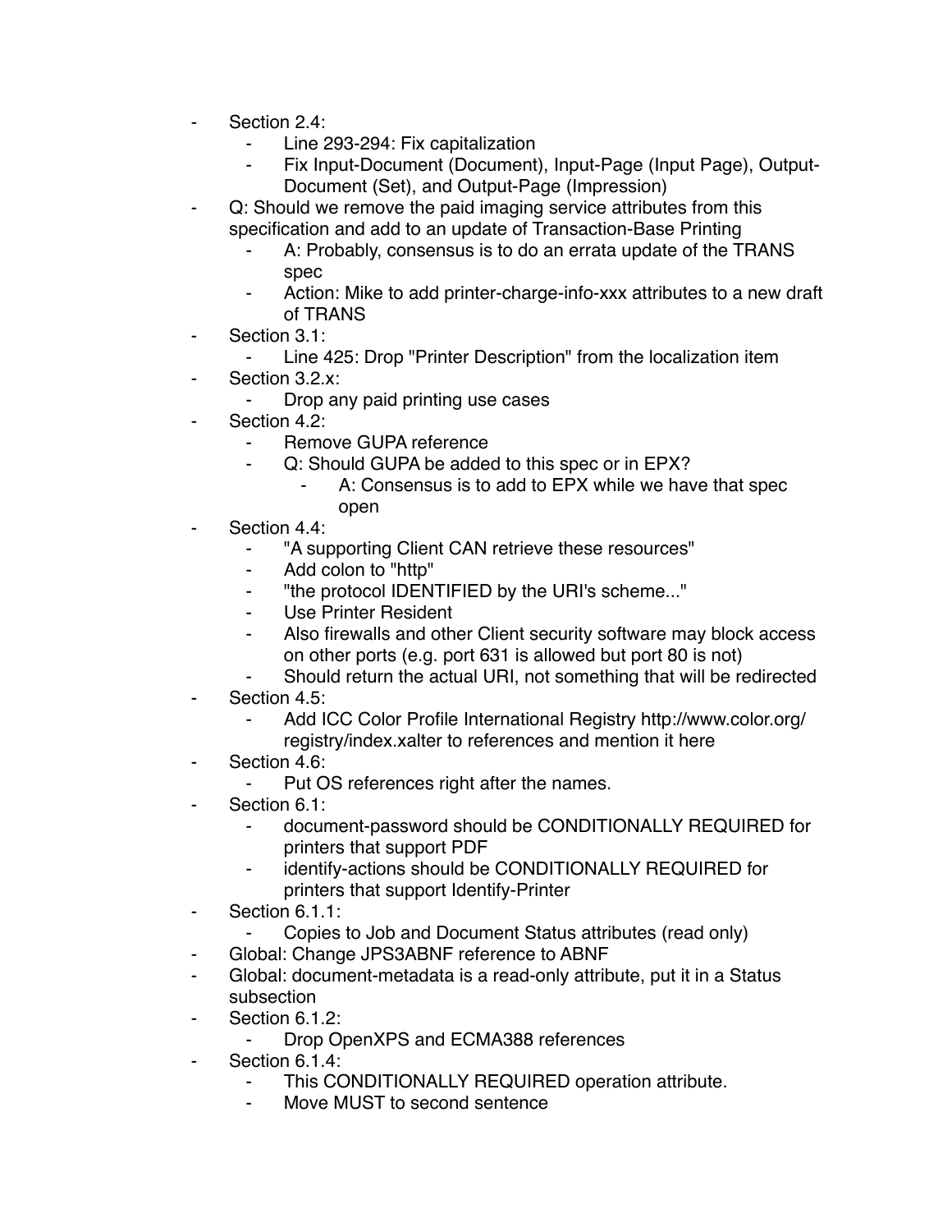- Section 2.4:
    - Line 293-294: Fix capitalization
    - Fix Input-Document (Document), Input-Page (Input Page), Output-Document (Set), and Output-Page (Impression)
- Q: Should we remove the paid imaging service attributes from this specification and add to an update of Transaction-Base Printing
    - A: Probably, consensus is to do an errata update of the TRANS spec
    - Action: Mike to add printer-charge-info-xxx attributes to a new draft of TRANS
- Section 3.1:
    - Line 425: Drop "Printer Description" from the localization item
- Section 3.2.x:
    - Drop any paid printing use cases
- Section 4.2:
    - Remove GUPA reference
    - Q: Should GUPA be added to this spec or in EPX?
        - A: Consensus is to add to EPX while we have that spec open
- Section 4.4:
    - "A supporting Client CAN retrieve these resources"
    - Add colon to "http"
    - "the protocol IDENTIFIED by the URI's scheme..."
    - Use Printer Resident
    - Also firewalls and other Client security software may block access on other ports (e.g. port 631 is allowed but port 80 is not)
    - Should return the actual URI, not something that will be redirected
- Section 4.5:
    - Add ICC Color Profile International Registry http://www.color.org/registry/index.xalter to references and mention it here
- Section 4.6:
    - Put OS references right after the names.
- Section 6.1:
    - document-password should be CONDITIONALLY REQUIRED for printers that support PDF
    - identify-actions should be CONDITIONALLY REQUIRED for printers that support Identify-Printer
- Section 6.1.1:
    - Copies to Job and Document Status attributes (read only)
- Global: Change JPS3ABNF reference to ABNF
- Global: document-metadata is a read-only attribute, put it in a Status subsection
- Section 6.1.2:
    - Drop OpenXPS and ECMA388 references
- Section 6.1.4:
    - This CONDITIONALLY REQUIRED operation attribute.
    - Move MUST to second sentence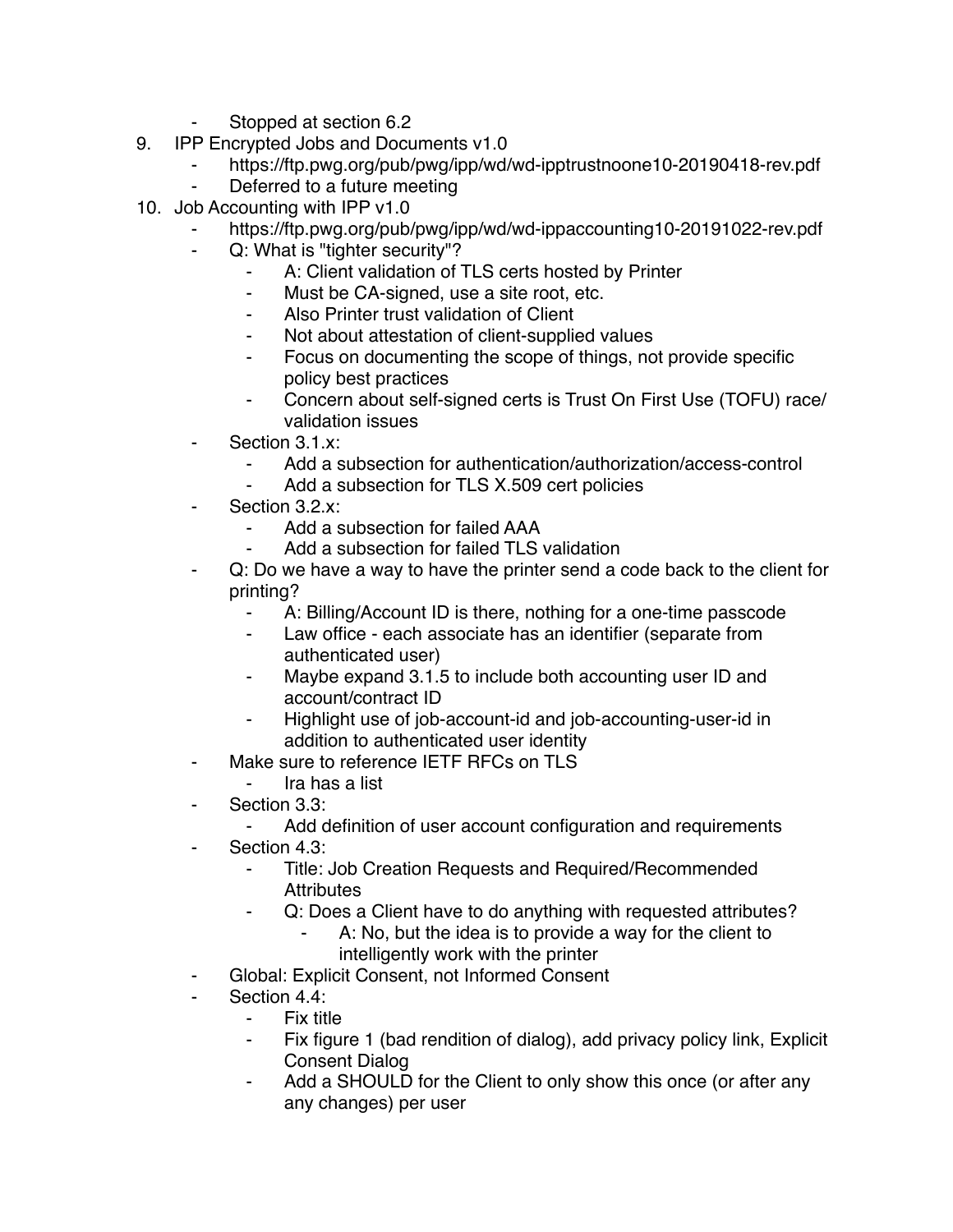- Stopped at section 6.2

9. IPP Encrypted Jobs and Documents v1.0
    - https://ftp.pwg.org/pub/pwg/ipp/wd/wd-ipptrustnoone10-20190418-rev.pdf
    - Deferred to a future meeting
10. Job Accounting with IPP v1.0
    - https://ftp.pwg.org/pub/pwg/ipp/wd/wd-ippaccounting10-20191022-rev.pdf
    - Q: What is "tighter security"?
        - A: Client validation of TLS certs hosted by Printer
        - Must be CA-signed, use a site root, etc.
        - Also Printer trust validation of Client
        - Not about attestation of client-supplied values
        - Focus on documenting the scope of things, not provide specific policy best practices
        - Concern about self-signed certs is Trust On First Use (TOFU) race/validation issues
    - Section 3.1.x:
        - Add a subsection for authentication/authorization/access-control
        - Add a subsection for TLS X.509 cert policies
    - Section 3.2.x:
        - Add a subsection for failed AAA
        - Add a subsection for failed TLS validation
    - Q: Do we have a way to have the printer send a code back to the client for printing?
        - A: Billing/Account ID is there, nothing for a one-time passcode
        - Law office - each associate has an identifier (separate from authenticated user)
        - Maybe expand 3.1.5 to include both accounting user ID and account/contract ID
        - Highlight use of job-account-id and job-accounting-user-id in addition to authenticated user identity
    - Make sure to reference IETF RFCs on TLS
        - Ira has a list
    - Section 3.3:
        - Add definition of user account configuration and requirements
    - Section 4.3:
        - Title: Job Creation Requests and Required/Recommended Attributes
        - Q: Does a Client have to do anything with requested attributes?
            - A: No, but the idea is to provide a way for the client to intelligently work with the printer
    - Global: Explicit Consent, not Informed Consent
    - Section 4.4:
        - Fix title
        - Fix figure 1 (bad rendition of dialog), add privacy policy link, Explicit Consent Dialog
        - Add a SHOULD for the Client to only show this once (or after any any changes) per user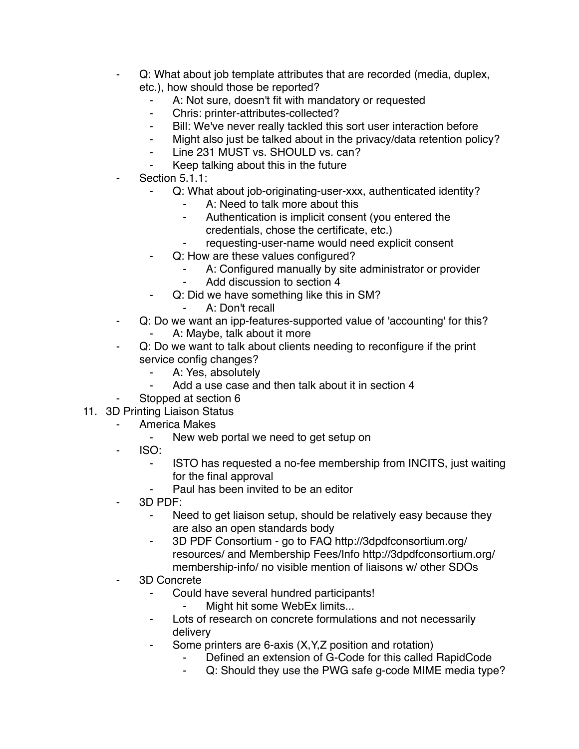- Q: What about job template attributes that are recorded (media, duplex, etc.), how should those be reported?
    - A: Not sure, doesn't fit with mandatory or requested
    - Chris: printer-attributes-collected?
    - Bill: We've never really tackled this sort user interaction before
    - Might also just be talked about in the privacy/data retention policy?
    - Line 231 MUST vs. SHOULD vs. can?
    - Keep talking about this in the future
- Section 5.1.1:
    - Q: What about job-originating-user-xxx, authenticated identity?
        - A: Need to talk more about this
        - Authentication is implicit consent (you entered the credentials, chose the certificate, etc.)
        - requesting-user-name would need explicit consent
    - Q: How are these values configured?
        - A: Configured manually by site administrator or provider
        - Add discussion to section 4
    - Q: Did we have something like this in SM?
        - A: Don't recall
- Q: Do we want an ipp-features-supported value of 'accounting' for this?
    - A: Maybe, talk about it more
- Q: Do we want to talk about clients needing to reconfigure if the print service config changes?
    - A: Yes, absolutely
    - Add a use case and then talk about it in section 4
- Stopped at section 6

11. 3D Printing Liaison Status
    - America Makes
        - New web portal we need to get setup on
    - ISO:
        - ISTO has requested a no-fee membership from INCITS, just waiting for the final approval
        - Paul has been invited to be an editor
    - 3D PDF:
        - Need to get liaison setup, should be relatively easy because they are also an open standards body
        - 3D PDF Consortium - go to FAQ http://3dpdfconsortium.org/resources/ and Membership Fees/Info http://3dpdfconsortium.org/membership-info/ no visible mention of liaisons w/ other SDOs
    - 3D Concrete
        - Could have several hundred participants!
            - Might hit some WebEx limits...
        - Lots of research on concrete formulations and not necessarily delivery
        - Some printers are 6-axis (X,Y,Z position and rotation)
            - Defined an extension of G-Code for this called RapidCode
            - Q: Should they use the PWG safe g-code MIME media type?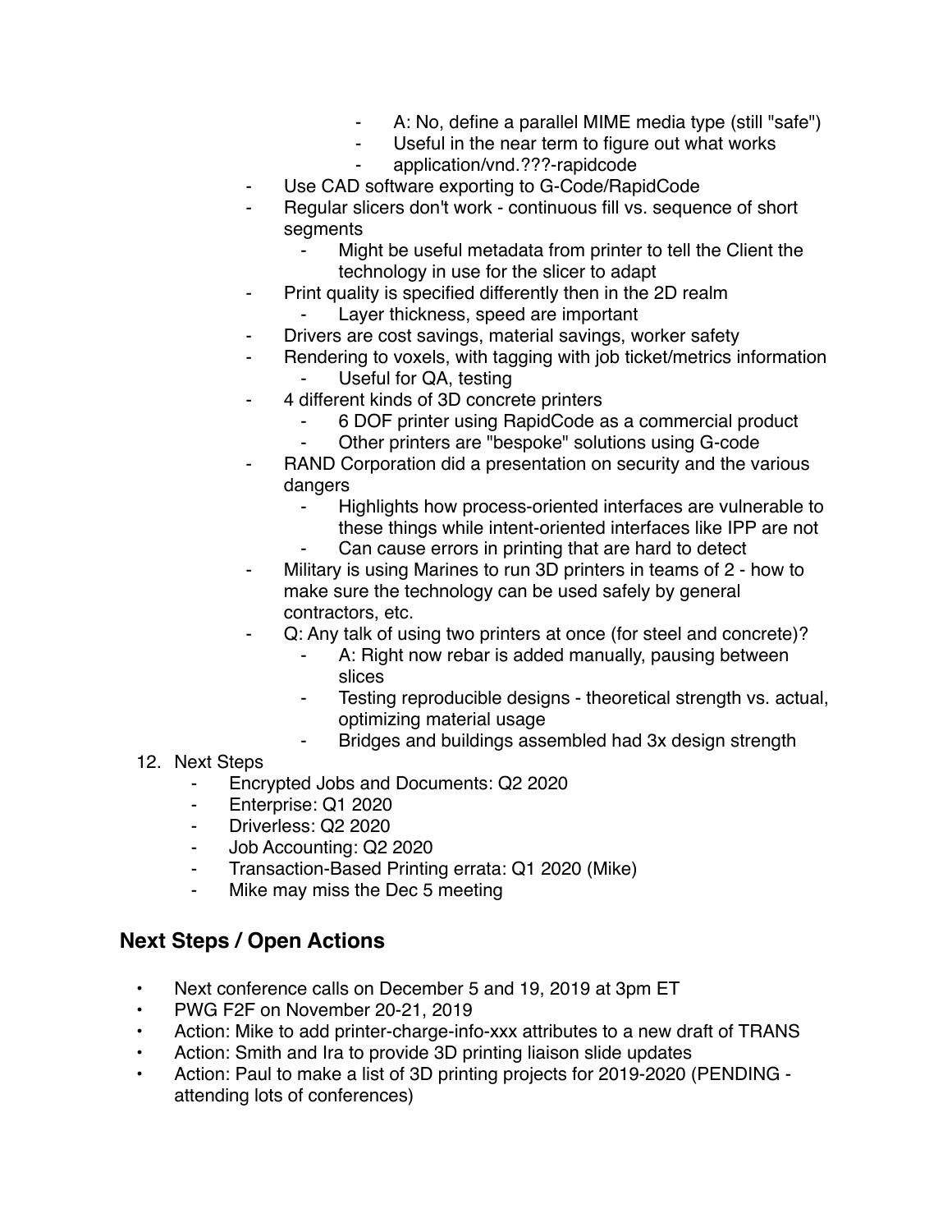- A: No, define a parallel MIME media type (still "safe")
            - Useful in the near term to figure out what works
            - application/vnd.???-rapidcode
    - Use CAD software exporting to G-Code/RapidCode
    - Regular slicers don't work - continuous fill vs. sequence of short segments
        - Might be useful metadata from printer to tell the Client the technology in use for the slicer to adapt
    - Print quality is specified differently then in the 2D realm
        - Layer thickness, speed are important
    - Drivers are cost savings, material savings, worker safety
    - Rendering to voxels, with tagging with job ticket/metrics information
        - Useful for QA, testing
    - 4 different kinds of 3D concrete printers
        - 6 DOF printer using RapidCode as a commercial product
        - Other printers are "bespoke" solutions using G-code
    - RAND Corporation did a presentation on security and the various dangers
        - Highlights how process-oriented interfaces are vulnerable to these things while intent-oriented interfaces like IPP are not
        - Can cause errors in printing that are hard to detect
    - Military is using Marines to run 3D printers in teams of 2 - how to make sure the technology can be used safely by general contractors, etc.
    - Q: Any talk of using two printers at once (for steel and concrete)?
        - A: Right now rebar is added manually, pausing between slices
        - Testing reproducible designs - theoretical strength vs. actual, optimizing material usage
        - Bridges and buildings assembled had 3x design strength

12. Next Steps
    - Encrypted Jobs and Documents: Q2 2020
    - Enterprise: Q1 2020
    - Driverless: Q2 2020
    - Job Accounting: Q2 2020
    - Transaction-Based Printing errata: Q1 2020 (Mike)
    - Mike may miss the Dec 5 meeting

## Next Steps / Open Actions

- Next conference calls on December 5 and 19, 2019 at 3pm ET
- PWG F2F on November 20-21, 2019
- Action: Mike to add printer-charge-info-xxx attributes to a new draft of TRANS
- Action: Smith and Ira to provide 3D printing liaison slide updates
- Action: Paul to make a list of 3D printing projects for 2019-2020 (PENDING - attending lots of conferences)